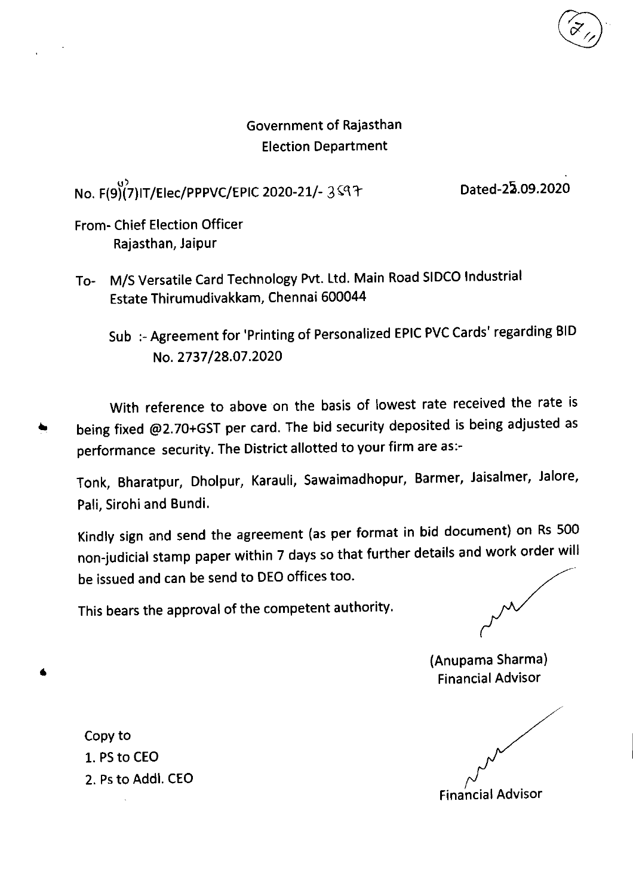Government of Rajasthan
Election Department

No. F(9)(7)IT/Elec/PPPVC/EPIC 2020-21/- 3597 Dated-25.09.2020

From- Chief Election Officer
Rajasthan, Jaipur

To- M/S Versatile Card Technology Pvt. Ltd. Main Road SIDCO Industrial Estate Thirumudivakkam, Chennai 600044

Sub :- Agreement for 'Printing of Personalized EPIC PVC Cards' regarding BID No. 2737/28.07.2020

With reference to above on the basis of lowest rate received the rate is being fixed @2.70+GST per card. The bid security deposited is being adjusted as performance security. The District allotted to your firm are as:-

Tonk, Bharatpur, Dholpur, Karauli, Sawaimadhopur, Barmer, Jaisalmer, Jalore, Pali, Sirohi and Bundi.

Kindly sign and send the agreement (as per format in bid document) on Rs 500 non-judicial stamp paper within 7 days so that further details and work order will be issued and can be send to DEO offices too.

This bears the approval of the competent authority.

(Anupama Sharma)
Financial Advisor

Copy to
1. PS to CEO
2. Ps to Addl. CEO

Financial Advisor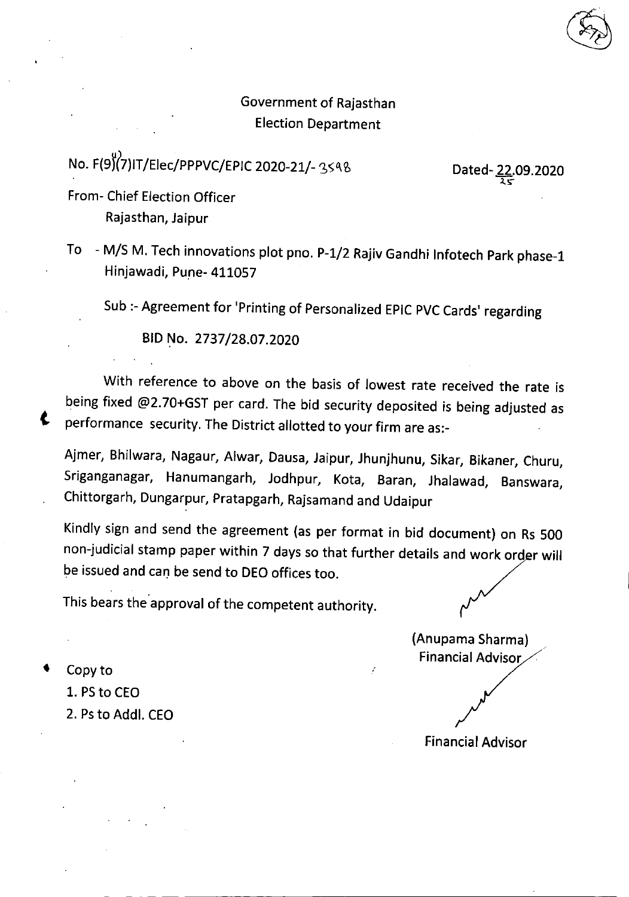Government of Rajasthan
Election Department

No. F(9)(4)(7)IT/Elec/PPPVC/EPIC 2020-21/- 3598

Dated- 22.09.2020

From- Chief Election Officer
Rajasthan, Jaipur

To - M/S M. Tech innovations plot pno. P-1/2 Rajiv Gandhi Infotech Park phase-1 Hinjawadi, Pune- 411057

Sub :- Agreement for 'Printing of Personalized EPIC PVC Cards' regarding

BID No. 2737/28.07.2020

With reference to above on the basis of lowest rate received the rate is being fixed @2.70+GST per card. The bid security deposited is being adjusted as performance security. The District allotted to your firm are as:-

Ajmer, Bhilwara, Nagaur, Alwar, Dausa, Jaipur, Jhunjhunu, Sikar, Bikaner, Churu, Sriganganagar, Hanumangarh, Jodhpur, Kota, Baran, Jhalawad, Banswara, Chittorgarh, Dungarpur, Pratapgarh, Rajsamand and Udaipur

Kindly sign and send the agreement (as per format in bid document) on Rs 500 non-judicial stamp paper within 7 days so that further details and work order will be issued and can be send to DEO offices too.

This bears the approval of the competent authority.

(Anupama Sharma)
Financial Advisor

Copy to
1. PS to CEO
2. Ps to Addl. CEO

Financial Advisor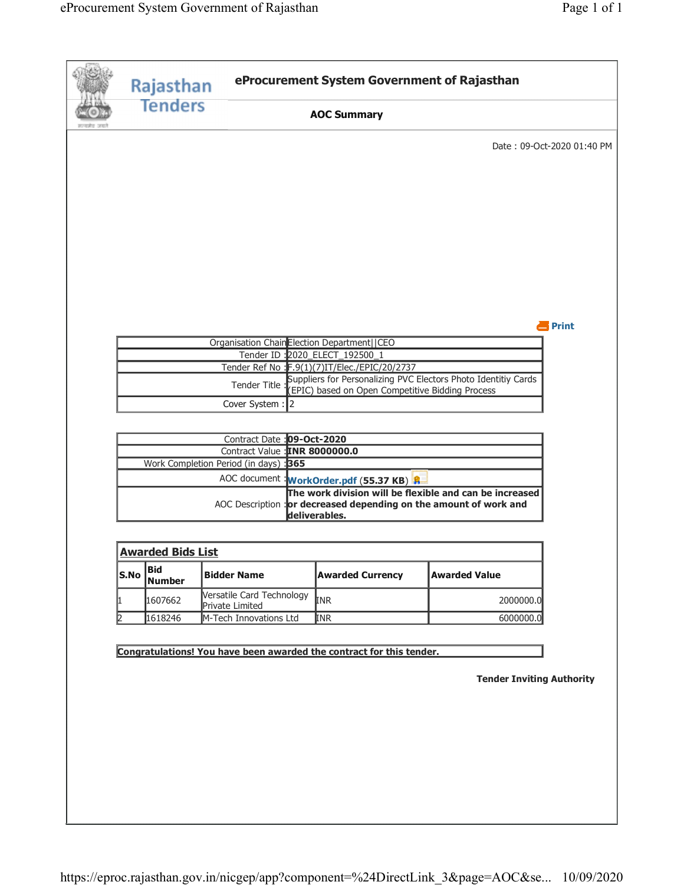# eProcurement System Government of Rajasthan

Rajasthan Tenders

## AOC Summary

Date : 09-Oct-2020 01:40 PM

Print

| | |
|---|---|
| Organisation Chain | Election Department\|\|CEO |
| Tender ID : | 2020_ELECT_192500_1 |
| Tender Ref No : | F.9(1)(7)IT/Elec./EPIC/20/2737 |
| Tender Title : | Suppliers for Personalizing PVC Electors Photo Identitiy Cards (EPIC) based on Open Competitive Bidding Process |
| Cover System : | 2 |

| | |
|---|---|
| Contract Date : | **09-Oct-2020** |
| Contract Value : | **INR 8000000.0** |
| Work Completion Period (in days) : | **365** |
| AOC document : | WorkOrder.pdf (**55.37 KB**) |
| AOC Description : | **The work division will be flexible and can be increased or decreased depending on the amount of work and deliverables.** |

**Awarded Bids List**

| S.No | Bid Number | Bidder Name | Awarded Currency | Awarded Value |
|---|---|---|---|---|
| 1 | 1607662 | Versatile Card Technology Private Limited | INR | 2000000.0 |
| 2 | 1618246 | M-Tech Innovations Ltd | INR | 6000000.0 |

**Congratulations! You have been awarded the contract for this tender.**

**Tender Inviting Authority**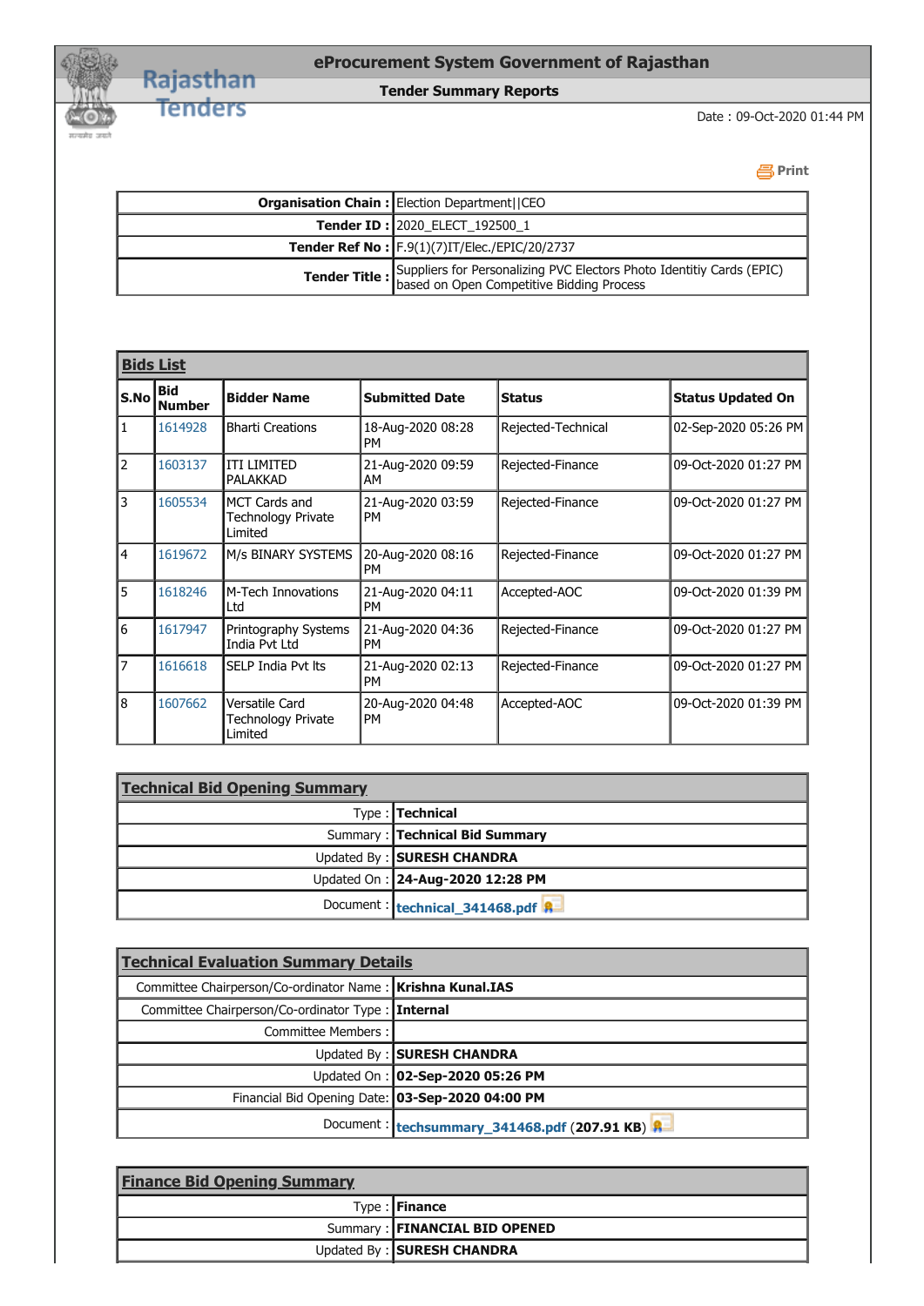# eProcurement System Government of Rajasthan

## Tender Summary Reports

Date : 09-Oct-2020 01:44 PM

| | |
|---|---|
| **Organisation Chain :** | Election Department\|\|CEO |
| **Tender ID :** | 2020_ELECT_192500_1 |
| **Tender Ref No :** | F.9(1)(7)IT/Elec./EPIC/20/2737 |
| **Tender Title :** | Suppliers for Personalizing PVC Electors Photo Identitiy Cards (EPIC) based on Open Competitive Bidding Process |

### Bids List

| S.No | Bid Number | Bidder Name | Submitted Date | Status | Status Updated On |
|---|---|---|---|---|---|
| 1 | 1614928 | Bharti Creations | 18-Aug-2020 08:28 PM | Rejected-Technical | 02-Sep-2020 05:26 PM |
| 2 | 1603137 | ITI LIMITED PALAKKAD | 21-Aug-2020 09:59 AM | Rejected-Finance | 09-Oct-2020 01:27 PM |
| 3 | 1605534 | MCT Cards and Technology Private Limited | 21-Aug-2020 03:59 PM | Rejected-Finance | 09-Oct-2020 01:27 PM |
| 4 | 1619672 | M/s BINARY SYSTEMS | 20-Aug-2020 08:16 PM | Rejected-Finance | 09-Oct-2020 01:27 PM |
| 5 | 1618246 | M-Tech Innovations Ltd | 21-Aug-2020 04:11 PM | Accepted-AOC | 09-Oct-2020 01:39 PM |
| 6 | 1617947 | Printography Systems India Pvt Ltd | 21-Aug-2020 04:36 PM | Rejected-Finance | 09-Oct-2020 01:27 PM |
| 7 | 1616618 | SELP India Pvt lts | 21-Aug-2020 02:13 PM | Rejected-Finance | 09-Oct-2020 01:27 PM |
| 8 | 1607662 | Versatile Card Technology Private Limited | 20-Aug-2020 04:48 PM | Accepted-AOC | 09-Oct-2020 01:39 PM |

### Technical Bid Opening Summary

| | |
|---|---|
| Type : | **Technical** |
| Summary : | **Technical Bid Summary** |
| Updated By : | **SURESH CHANDRA** |
| Updated On : | **24-Aug-2020 12:28 PM** |
| Document : | **technical_341468.pdf** |

### Technical Evaluation Summary Details

| | |
|---|---|
| Committee Chairperson/Co-ordinator Name : | **Krishna Kunal.IAS** |
| Committee Chairperson/Co-ordinator Type : | **Internal** |
| Committee Members : | |
| Updated By : | **SURESH CHANDRA** |
| Updated On : | **02-Sep-2020 05:26 PM** |
| Financial Bid Opening Date: | **03-Sep-2020 04:00 PM** |
| Document : | **techsummary_341468.pdf (207.91 KB)** |

### Finance Bid Opening Summary

| | |
|---|---|
| Type : | **Finance** |
| Summary : | **FINANCIAL BID OPENED** |
| Updated By : | **SURESH CHANDRA** |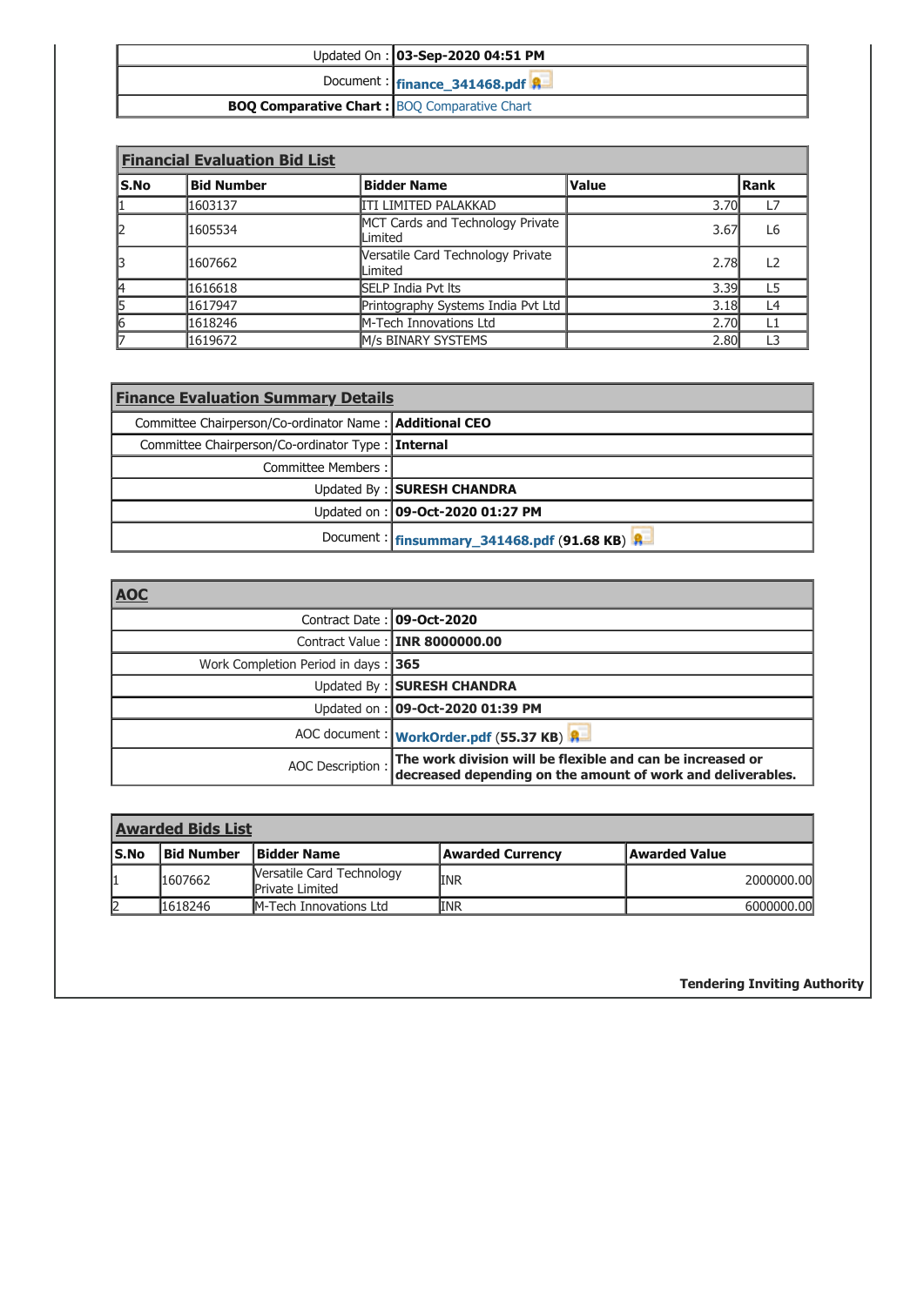| | |
|---|---|
| Updated On : | **03-Sep-2020 04:51 PM** |
| Document : | **finance_341468.pdf** |
| **BOQ Comparative Chart :** | BOQ Comparative Chart |

## Financial Evaluation Bid List

| S.No | Bid Number | Bidder Name | Value | Rank |
|---|---|---|---|---|
| 1 | 1603137 | ITI LIMITED PALAKKAD | 3.70 | L7 |
| 2 | 1605534 | MCT Cards and Technology Private Limited | 3.67 | L6 |
| 3 | 1607662 | Versatile Card Technology Private Limited | 2.78 | L2 |
| 4 | 1616618 | SELP India Pvt lts | 3.39 | L5 |
| 5 | 1617947 | Printography Systems India Pvt Ltd | 3.18 | L4 |
| 6 | 1618246 | M-Tech Innovations Ltd | 2.70 | L1 |
| 7 | 1619672 | M/s BINARY SYSTEMS | 2.80 | L3 |

## Finance Evaluation Summary Details

| | |
|---|---|
| Committee Chairperson/Co-ordinator Name : | **Additional CEO** |
| Committee Chairperson/Co-ordinator Type : | **Internal** |
| Committee Members : | |
| Updated By : | **SURESH CHANDRA** |
| Updated on : | **09-Oct-2020 01:27 PM** |
| Document : | **finsummary_341468.pdf (91.68 KB)** |

## AOC

| | |
|---|---|
| Contract Date : | **09-Oct-2020** |
| Contract Value : | **INR 8000000.00** |
| Work Completion Period in days : | **365** |
| Updated By : | **SURESH CHANDRA** |
| Updated on : | **09-Oct-2020 01:39 PM** |
| AOC document : | **WorkOrder.pdf (55.37 KB)** |
| AOC Description : | **The work division will be flexible and can be increased or decreased depending on the amount of work and deliverables.** |

## Awarded Bids List

| S.No | Bid Number | Bidder Name | Awarded Currency | Awarded Value |
|---|---|---|---|---|
| 1 | 1607662 | Versatile Card Technology Private Limited | INR | 2000000.00 |
| 2 | 1618246 | M-Tech Innovations Ltd | INR | 6000000.00 |

**Tendering Inviting Authority**